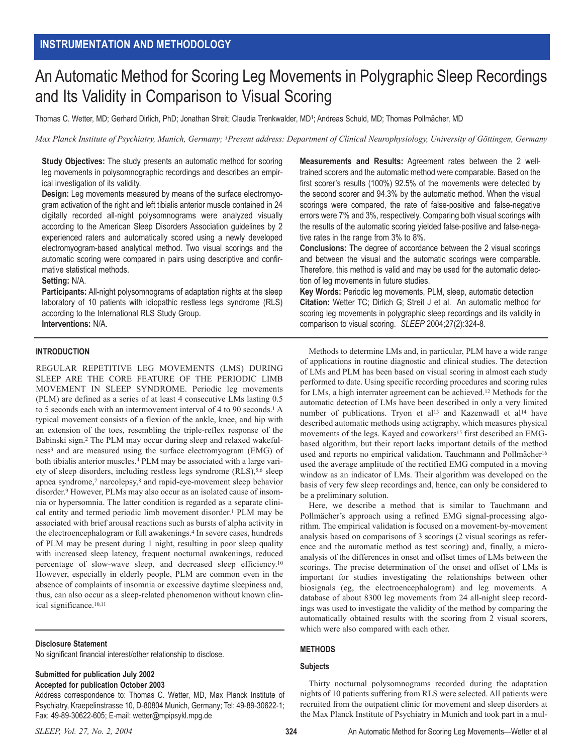INSTRUMENTATION AND METHODOLOGY

# An Automatic Method for Scoring Leg Movements in Polygraphic Sleep Recordings and Its Validity in Comparison to Visual Scoring

Thomas C. Wetter, MD; Gerhard Dirlich, PhD; Jonathan Streit; Claudia Trenkwalder, MD[1]; Andreas Schuld, MD; Thomas Pollmächer, MD

*Max Planck Institute of Psychiatry, Munich, Germany; [1]Present address: Department of Clinical Neurophysiology, University of Göttingen, Germany*

**Study Objectives:** The study presents an automatic method for scoring leg movements in polysomnographic recordings and describes an empirical investigation of its validity.

**Design:** Leg movements measured by means of the surface electromyogram activation of the right and left tibialis anterior muscle contained in 24 digitally recorded all-night polysomnograms were analyzed visually according to the American Sleep Disorders Association guidelines by 2 experienced raters and automatically scored using a newly developed electromyogram-based analytical method. Two visual scorings and the automatic scoring were compared in pairs using descriptive and confirmative statistical methods.

**Setting:** N/A.

**Participants:** All-night polysomnograms of adaptation nights at the sleep laboratory of 10 patients with idiopathic restless legs syndrome (RLS) according to the International RLS Study Group.

**Interventions:** N/A.

**Measurements and Results:** Agreement rates between the 2 well-trained scorers and the automatic method were comparable. Based on the first scorer's results (100%) 92.5% of the movements were detected by the second scorer and 94.3% by the automatic method. When the visual scorings were compared, the rate of false-positive and false-negative errors were 7% and 3%, respectively. Comparing both visual scorings with the results of the automatic scoring yielded false-positive and false-negative rates in the range from 3% to 8%.

**Conclusions:** The degree of accordance between the 2 visual scorings and between the visual and the automatic scorings were comparable. Therefore, this method is valid and may be used for the automatic detection of leg movements in future studies.

**Key Words:** Periodic leg movements, PLM, sleep, automatic detection

**Citation:** Wetter TC; Dirlich G; Streit J et al. An automatic method for scoring leg movements in polygraphic sleep recordings and its validity in comparison to visual scoring. *SLEEP* 2004;27(2):324-8.

## INTRODUCTION

REGULAR REPETITIVE LEG MOVEMENTS (LMS) DURING SLEEP ARE THE CORE FEATURE OF THE PERIODIC LIMB MOVEMENT IN SLEEP SYNDROME. Periodic leg movements (PLM) are defined as a series of at least 4 consecutive LMs lasting 0.5 to 5 seconds each with an intermovement interval of 4 to 90 seconds.[1] A typical movement consists of a flexion of the ankle, knee, and hip with an extension of the toes, resembling the triple-reflex response of the Babinski sign.[2] The PLM may occur during sleep and relaxed wakefulness[3] and are measured using the surface electromyogram (EMG) of both tibialis anterior muscles.[4] PLM may be associated with a large variety of sleep disorders, including restless legs syndrome (RLS),[5,6] sleep apnea syndrome,[7] narcolepsy,[8] and rapid-eye-movement sleep behavior disorder.[9] However, PLMs may also occur as an isolated cause of insomnia or hypersomnia. The latter condition is regarded as a separate clinical entity and termed periodic limb movement disorder.[1] PLM may be associated with brief arousal reactions such as bursts of alpha activity in the electroencephalogram or full awakenings.[4] In severe cases, hundreds of PLM may be present during 1 night, resulting in poor sleep quality with increased sleep latency, frequent nocturnal awakenings, reduced percentage of slow-wave sleep, and decreased sleep efficiency.[10] However, especially in elderly people, PLM are common even in the absence of complaints of insomnia or excessive daytime sleepiness and, thus, can also occur as a sleep-related phenomenon without known clinical significance.[10,11]

Methods to determine LMs and, in particular, PLM have a wide range of applications in routine diagnostic and clinical studies. The detection of LMs and PLM has been based on visual scoring in almost each study performed to date. Using specific recording procedures and scoring rules for LMs, a high interrater agreement can be achieved.[12] Methods for the automatic detection of LMs have been described in only a very limited number of publications. Tryon et al[13] and Kazenwadl et al[14] have described automatic methods using actigraphy, which measures physical movements of the legs. Kayed and coworkers[15] first described an EMG-based algorithm, but their report lacks important details of the method used and reports no empirical validation. Tauchmann and Pollmächer[16] used the average amplitude of the rectified EMG computed in a moving window as an indicator of LMs. Their algorithm was developed on the basis of very few sleep recordings and, hence, can only be considered to be a preliminary solution.

Here, we describe a method that is similar to Tauchmann and Pollmächer's approach using a refined EMG signal-processing algorithm. The empirical validation is focused on a movement-by-movement analysis based on comparisons of 3 scorings (2 visual scorings as reference and the automatic method as test scoring) and, finally, a microanalysis of the differences in onset and offset times of LMs between the scorings. The precise determination of the onset and offset of LMs is important for studies investigating the relationships between other biosignals (eg, the electroencephalogram) and leg movements. A database of about 8300 leg movements from 24 all-night sleep recordings was used to investigate the validity of the method by comparing the automatically obtained results with the scoring from 2 visual scorers, which were also compared with each other.

## METHODS

### Subjects

Thirty nocturnal polysomnograms recorded during the adaptation nights of 10 patients suffering from RLS were selected. All patients were recruited from the outpatient clinic for movement and sleep disorders at the Max Planck Institute of Psychiatry in Munich and took part in a mul-

**Disclosure Statement**

No significant financial interest/other relationship to disclose.

**Submitted for publication July 2002**
**Accepted for publication October 2003**

Address correspondence to: Thomas C. Wetter, MD, Max Planck Institute of Psychiatry, Kraepelinstrasse 10, D-80804 Munich, Germany; Tel: 49-89-30622-1; Fax: 49-89-30622-605; E-mail: wetter@mpipsykl.mpg.de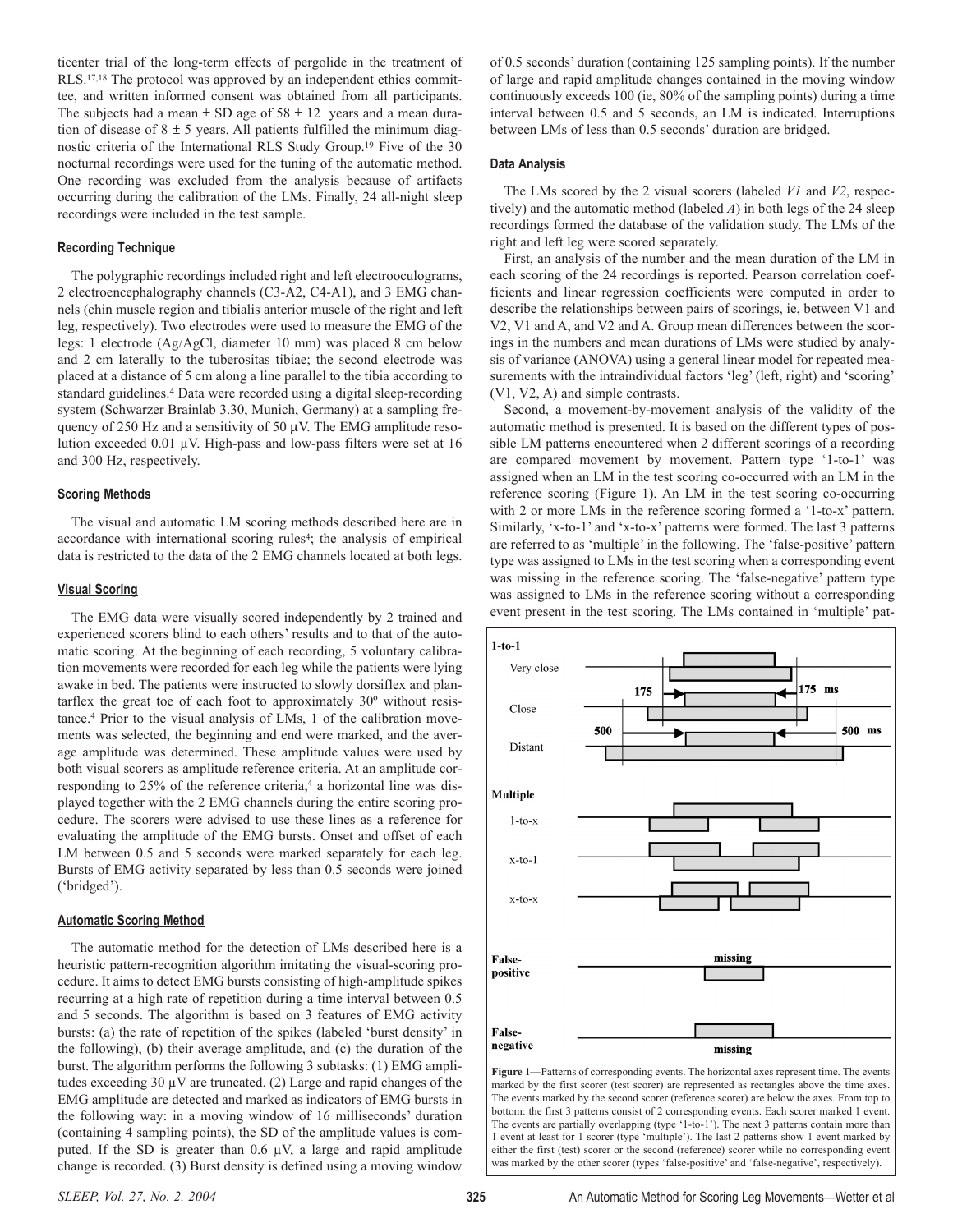ticenter trial of the long-term effects of pergolide in the treatment of RLS.[17,18] The protocol was approved by an independent ethics committee, and written informed consent was obtained from all participants. The subjects had a mean ± SD age of 58 ± 12 years and a mean duration of disease of 8 ± 5 years. All patients fulfilled the minimum diagnostic criteria of the International RLS Study Group.[19] Five of the 30 nocturnal recordings were used for the tuning of the automatic method. One recording was excluded from the analysis because of artifacts occurring during the calibration of the LMs. Finally, 24 all-night sleep recordings were included in the test sample.

#### Recording Technique

The polygraphic recordings included right and left electrooculograms, 2 electroencephalography channels (C3-A2, C4-A1), and 3 EMG channels (chin muscle region and tibialis anterior muscle of the right and left leg, respectively). Two electrodes were used to measure the EMG of the legs: 1 electrode (Ag/AgCl, diameter 10 mm) was placed 8 cm below and 2 cm laterally to the tuberositas tibiae; the second electrode was placed at a distance of 5 cm along a line parallel to the tibia according to standard guidelines.[4] Data were recorded using a digital sleep-recording system (Schwarzer Brainlab 3.30, Munich, Germany) at a sampling frequency of 250 Hz and a sensitivity of 50 µV. The EMG amplitude resolution exceeded 0.01 µV. High-pass and low-pass filters were set at 16 and 300 Hz, respectively.

#### Scoring Methods

The visual and automatic LM scoring methods described here are in accordance with international scoring rules[4]; the analysis of empirical data is restricted to the data of the 2 EMG channels located at both legs.

##### Visual Scoring

The EMG data were visually scored independently by 2 trained and experienced scorers blind to each others' results and to that of the automatic scoring. At the beginning of each recording, 5 voluntary calibration movements were recorded for each leg while the patients were lying awake in bed. The patients were instructed to slowly dorsiflex and plantarflex the great toe of each foot to approximately 30º without resistance.[4] Prior to the visual analysis of LMs, 1 of the calibration movements was selected, the beginning and end were marked, and the average amplitude was determined. These amplitude values were used by both visual scorers as amplitude reference criteria. At an amplitude corresponding to 25% of the reference criteria,[4] a horizontal line was displayed together with the 2 EMG channels during the entire scoring procedure. The scorers were advised to use these lines as a reference for evaluating the amplitude of the EMG bursts. Onset and offset of each LM between 0.5 and 5 seconds were marked separately for each leg. Bursts of EMG activity separated by less than 0.5 seconds were joined ('bridged').

##### Automatic Scoring Method

The automatic method for the detection of LMs described here is a heuristic pattern-recognition algorithm imitating the visual-scoring procedure. It aims to detect EMG bursts consisting of high-amplitude spikes recurring at a high rate of repetition during a time interval between 0.5 and 5 seconds. The algorithm is based on 3 features of EMG activity bursts: (a) the rate of repetition of the spikes (labeled 'burst density' in the following), (b) their average amplitude, and (c) the duration of the burst. The algorithm performs the following 3 subtasks: (1) EMG amplitudes exceeding 30 µV are truncated. (2) Large and rapid changes of the EMG amplitude are detected and marked as indicators of EMG bursts in the following way: in a moving window of 16 milliseconds' duration (containing 4 sampling points), the SD of the amplitude values is computed. If the SD is greater than 0.6 µV, a large and rapid amplitude change is recorded. (3) Burst density is defined using a moving window of 0.5 seconds' duration (containing 125 sampling points). If the number of large and rapid amplitude changes contained in the moving window continuously exceeds 100 (ie, 80% of the sampling points) during a time interval between 0.5 and 5 seconds, an LM is indicated. Interruptions between LMs of less than 0.5 seconds' duration are bridged.

#### Data Analysis

The LMs scored by the 2 visual scorers (labeled *V1* and *V2*, respectively) and the automatic method (labeled *A*) in both legs of the 24 sleep recordings formed the database of the validation study. The LMs of the right and left leg were scored separately.

First, an analysis of the number and the mean duration of the LM in each scoring of the 24 recordings is reported. Pearson correlation coefficients and linear regression coefficients were computed in order to describe the relationships between pairs of scorings, ie, between V1 and V2, V1 and A, and V2 and A. Group mean differences between the scorings in the numbers and mean durations of LMs were studied by analysis of variance (ANOVA) using a general linear model for repeated measurements with the intraindividual factors 'leg' (left, right) and 'scoring' (V1, V2, A) and simple contrasts.

Second, a movement-by-movement analysis of the validity of the automatic method is presented. It is based on the different types of possible LM patterns encountered when 2 different scorings of a recording are compared movement by movement. Pattern type '1-to-1' was assigned when an LM in the test scoring co-occurred with an LM in the reference scoring (Figure 1). An LM in the test scoring co-occurring with 2 or more LMs in the reference scoring formed a '1-to-x' pattern. Similarly, 'x-to-1' and 'x-to-x' patterns were formed. The last 3 patterns are referred to as 'multiple' in the following. The 'false-positive' pattern type was assigned to LMs in the test scoring when a corresponding event was missing in the reference scoring. The 'false-negative' pattern type was assigned to LMs in the reference scoring without a corresponding event present in the test scoring. The LMs contained in 'multiple' pat-

**Figure 1**—Patterns of corresponding events. The horizontal axes represent time. The events marked by the first scorer (test scorer) are represented as rectangles above the time axes. The events marked by the second scorer (reference scorer) are below the axes. From top to bottom: the first 3 patterns consist of 2 corresponding events. Each scorer marked 1 event. The events are partially overlapping (type '1-to-1'). The next 3 patterns contain more than 1 event at least for 1 scorer (type 'multiple'). The last 2 patterns show 1 event marked by either the first (test) scorer or the second (reference) scorer while no corresponding event was marked by the other scorer (types 'false-positive' and 'false-negative', respectively).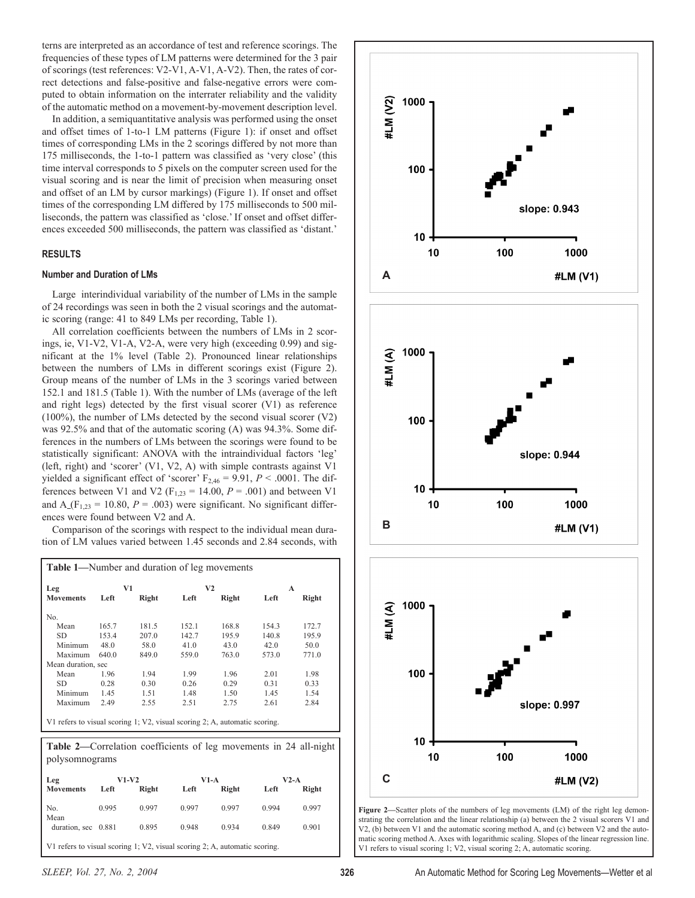terns are interpreted as an accordance of test and reference scorings. The frequencies of these types of LM patterns were determined for the 3 pair of scorings (test references: V2-V1, A-V1, A-V2). Then, the rates of correct detections and false-positive and false-negative errors were computed to obtain information on the interrater reliability and the validity of the automatic method on a movement-by-movement description level.

In addition, a semiquantitative analysis was performed using the onset and offset times of 1-to-1 LM patterns (Figure 1): if onset and offset times of corresponding LMs in the 2 scorings differed by not more than 175 milliseconds, the 1-to-1 pattern was classified as 'very close' (this time interval corresponds to 5 pixels on the computer screen used for the visual scoring and is near the limit of precision when measuring onset and offset of an LM by cursor markings) (Figure 1). If onset and offset times of the corresponding LM differed by 175 milliseconds to 500 milliseconds, the pattern was classified as 'close.' If onset and offset differences exceeded 500 milliseconds, the pattern was classified as 'distant.'

## RESULTS

### Number and Duration of LMs

Large interindividual variability of the number of LMs in the sample of 24 recordings was seen in both the 2 visual scorings and the automatic scoring (range: 41 to 849 LMs per recording, Table 1).

All correlation coefficients between the numbers of LMs in 2 scorings, ie, V1-V2, V1-A, V2-A, were very high (exceeding 0.99) and significant at the 1% level (Table 2). Pronounced linear relationships between the numbers of LMs in different scorings exist (Figure 2). Group means of the number of LMs in the 3 scorings varied between 152.1 and 181.5 (Table 1). With the number of LMs (average of the left and right legs) detected by the first visual scorer (V1) as reference (100%), the number of LMs detected by the second visual scorer (V2) was 92.5% and that of the automatic scoring (A) was 94.3%. Some differences in the numbers of LMs between the scorings were found to be statistically significant: ANOVA with the intraindividual factors 'leg' (left, right) and 'scorer' (V1, V2, A) with simple contrasts against V1 yielded a significant effect of 'scorer' $F_{2,46} = 9.91$, $P < .0001$. The differences between V1 and V2 ($F_{1,23} = 14.00$, $P = .001$) and between V1 and A ($F_{1,23} = 10.80$, $P = .003$) were significant. No significant differences were found between V2 and A.

Comparison of the scorings with respect to the individual mean duration of LM values varied between 1.45 seconds and 2.84 seconds, with

**Table 1**—Number and duration of leg movements

| Leg Movements | V1 Left | V1 Right | V2 Left | V2 Right | A Left | A Right |
|---|---|---|---|---|---|---|
| No. | | | | | | |
| Mean | 165.7 | 181.5 | 152.1 | 168.8 | 154.3 | 172.7 |
| SD | 153.4 | 207.0 | 142.7 | 195.9 | 140.8 | 195.9 |
| Minimum | 48.0 | 58.0 | 41.0 | 43.0 | 42.0 | 50.0 |
| Maximum | 640.0 | 849.0 | 559.0 | 763.0 | 573.0 | 771.0 |
| Mean duration, sec | | | | | | |
| Mean | 1.96 | 1.94 | 1.99 | 1.96 | 2.01 | 1.98 |
| SD | 0.28 | 0.30 | 0.26 | 0.29 | 0.31 | 0.33 |
| Minimum | 1.45 | 1.51 | 1.48 | 1.50 | 1.45 | 1.54 |
| Maximum | 2.49 | 2.55 | 2.51 | 2.75 | 2.61 | 2.84 |

V1 refers to visual scoring 1; V2, visual scoring 2; A, automatic scoring.

**Table 2**—Correlation coefficients of leg movements in 24 all-night polysomnograms

| Leg Movements | V1-V2 Left | V1-V2 Right | V1-A Left | V1-A Right | V2-A Left | V2-A Right |
|---|---|---|---|---|---|---|
| No. | 0.995 | 0.997 | 0.997 | 0.997 | 0.994 | 0.997 |
| Mean duration, sec | 0.881 | 0.895 | 0.948 | 0.934 | 0.849 | 0.901 |

V1 refers to visual scoring 1; V2, visual scoring 2; A, automatic scoring.

**Figure 2**—Scatter plots of the numbers of leg movements (LM) of the right leg demonstrating the correlation and the linear relationship (a) between the 2 visual scorers V1 and V2, (b) between V1 and the automatic scoring method A, and (c) between V2 and the automatic scoring method A. Axes with logarithmic scaling. Slopes of the linear regression line. V1 refers to visual scoring 1; V2, visual scoring 2; A, automatic scoring.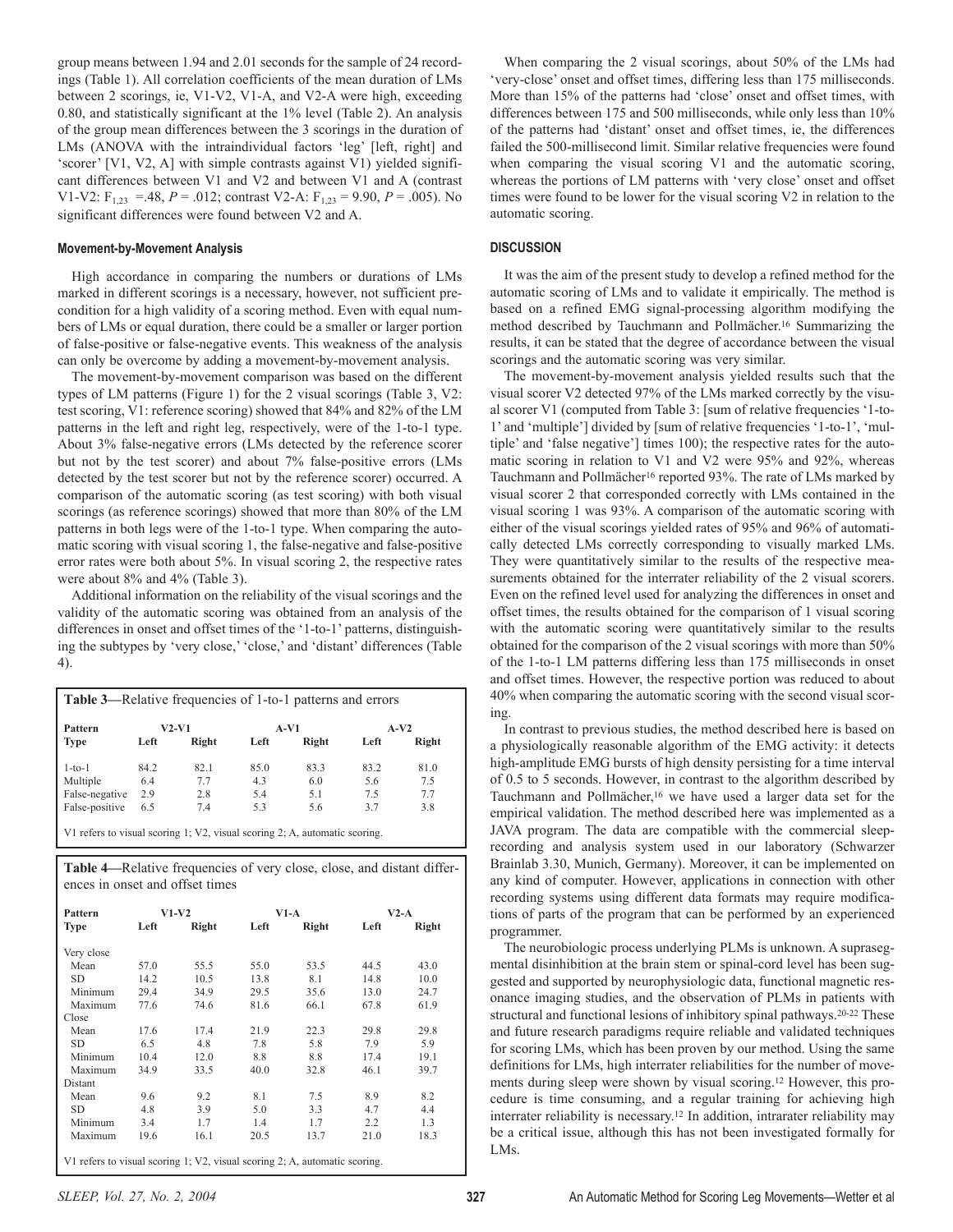group means between 1.94 and 2.01 seconds for the sample of 24 recordings (Table 1). All correlation coefficients of the mean duration of LMs between 2 scorings, ie, V1-V2, V1-A, and V2-A were high, exceeding 0.80, and statistically significant at the 1% level (Table 2). An analysis of the group mean differences between the 3 scorings in the duration of LMs (ANOVA with the intraindividual factors 'leg' [left, right] and 'scorer' [V1, V2, A] with simple contrasts against V1) yielded significant differences between V1 and V2 and between V1 and A (contrast V1-V2: $F_{1,23}$ =.48, $P$ = .012; contrast V2-A: $F_{1,23}$ = 9.90, $P$ = .005). No significant differences were found between V2 and A.

#### Movement-by-Movement Analysis

High accordance in comparing the numbers or durations of LMs marked in different scorings is a necessary, however, not sufficient precondition for a high validity of a scoring method. Even with equal numbers of LMs or equal duration, there could be a smaller or larger portion of false-positive or false-negative events. This weakness of the analysis can only be overcome by adding a movement-by-movement analysis.

The movement-by-movement comparison was based on the different types of LM patterns (Figure 1) for the 2 visual scorings (Table 3, V2: test scoring, V1: reference scoring) showed that 84% and 82% of the LM patterns in the left and right leg, respectively, were of the 1-to-1 type. About 3% false-negative errors (LMs detected by the reference scorer but not by the test scorer) and about 7% false-positive errors (LMs detected by the test scorer but not by the reference scorer) occurred. A comparison of the automatic scoring (as test scoring) with both visual scorings (as reference scorings) showed that more than 80% of the LM patterns in both legs were of the 1-to-1 type. When comparing the automatic scoring with visual scoring 1, the false-negative and false-positive error rates were both about 5%. In visual scoring 2, the respective rates were about 8% and 4% (Table 3).

Additional information on the reliability of the visual scorings and the validity of the automatic scoring was obtained from an analysis of the differences in onset and offset times of the '1-to-1' patterns, distinguishing the subtypes by 'very close,' 'close,' and 'distant' differences (Table 4).

**Table 3**—Relative frequencies of 1-to-1 patterns and errors

| Pattern | V2-V1 | | A-V1 | | A-V2 | |
|---|---|---|---|---|---|---|
| Type | Left | Right | Left | Right | Left | Right |
| 1-to-1 | 84.2 | 82.1 | 85.0 | 83.3 | 83.2 | 81.0 |
| Multiple | 6.4 | 7.7 | 4.3 | 6.0 | 5.6 | 7.5 |
| False-negative | 2.9 | 2.8 | 5.4 | 5.1 | 7.5 | 7.7 |
| False-positive | 6.5 | 7.4 | 5.3 | 5.6 | 3.7 | 3.8 |

V1 refers to visual scoring 1; V2, visual scoring 2; A, automatic scoring.

**Table 4**—Relative frequencies of very close, close, and distant differences in onset and offset times

| Pattern | V1-V2 | | V1-A | | V2-A | |
|---|---|---|---|---|---|---|
| Type | Left | Right | Left | Right | Left | Right |
| Very close | | | | | | |
| Mean | 57.0 | 55.5 | 55.0 | 53.5 | 44.5 | 43.0 |
| SD | 14.2 | 10.5 | 13.8 | 8.1 | 14.8 | 10.0 |
| Minimum | 29.4 | 34.9 | 29.5 | 35.6 | 13.0 | 24.7 |
| Maximum | 77.6 | 74.6 | 81.6 | 66.1 | 67.8 | 61.9 |
| Close | | | | | | |
| Mean | 17.6 | 17.4 | 21.9 | 22.3 | 29.8 | 29.8 |
| SD | 6.5 | 4.8 | 7.8 | 5.8 | 7.9 | 5.9 |
| Minimum | 10.4 | 12.0 | 8.8 | 8.8 | 17.4 | 19.1 |
| Maximum | 34.9 | 33.5 | 40.0 | 32.8 | 46.1 | 39.7 |
| Distant | | | | | | |
| Mean | 9.6 | 9.2 | 8.1 | 7.5 | 8.9 | 8.2 |
| SD | 4.8 | 3.9 | 5.0 | 3.3 | 4.7 | 4.4 |
| Minimum | 3.4 | 1.7 | 1.4 | 1.7 | 2.2 | 1.3 |
| Maximum | 19.6 | 16.1 | 20.5 | 13.7 | 21.0 | 18.3 |

V1 refers to visual scoring 1; V2, visual scoring 2; A, automatic scoring.

When comparing the 2 visual scorings, about 50% of the LMs had 'very-close' onset and offset times, differing less than 175 milliseconds. More than 15% of the patterns had 'close' onset and offset times, with differences between 175 and 500 milliseconds, while only less than 10% of the patterns had 'distant' onset and offset times, ie, the differences failed the 500-millisecond limit. Similar relative frequencies were found when comparing the visual scoring V1 and the automatic scoring, whereas the portions of LM patterns with 'very close' onset and offset times were found to be lower for the visual scoring V2 in relation to the automatic scoring.

### DISCUSSION

It was the aim of the present study to develop a refined method for the automatic scoring of LMs and to validate it empirically. The method is based on a refined EMG signal-processing algorithm modifying the method described by Tauchmann and Pollmächer.[16] Summarizing the results, it can be stated that the degree of accordance between the visual scorings and the automatic scoring was very similar.

The movement-by-movement analysis yielded results such that the visual scorer V2 detected 97% of the LMs marked correctly by the visual scorer V1 (computed from Table 3: [sum of relative frequencies '1-to-1' and 'multiple'] divided by [sum of relative frequencies '1-to-1', 'multiple' and 'false negative'] times 100); the respective rates for the automatic scoring in relation to V1 and V2 were 95% and 92%, whereas Tauchmann and Pollmächer[16] reported 93%. The rate of LMs marked by visual scorer 2 that corresponded correctly with LMs contained in the visual scoring 1 was 93%. A comparison of the automatic scoring with either of the visual scorings yielded rates of 95% and 96% of automatically detected LMs correctly corresponding to visually marked LMs. They were quantitatively similar to the results of the respective measurements obtained for the interrater reliability of the 2 visual scorers. Even on the refined level used for analyzing the differences in onset and offset times, the results obtained for the comparison of 1 visual scoring with the automatic scoring were quantitatively similar to the results obtained for the comparison of the 2 visual scorings with more than 50% of the 1-to-1 LM patterns differing less than 175 milliseconds in onset and offset times. However, the respective portion was reduced to about 40% when comparing the automatic scoring with the second visual scoring.

In contrast to previous studies, the method described here is based on a physiologically reasonable algorithm of the EMG activity: it detects high-amplitude EMG bursts of high density persisting for a time interval of 0.5 to 5 seconds. However, in contrast to the algorithm described by Tauchmann and Pollmächer,[16] we have used a larger data set for the empirical validation. The method described here was implemented as a JAVA program. The data are compatible with the commercial sleep-recording and analysis system used in our laboratory (Schwarzer Brainlab 3.30, Munich, Germany). Moreover, it can be implemented on any kind of computer. However, applications in connection with other recording systems using different data formats may require modifications of parts of the program that can be performed by an experienced programmer.

The neurobiologic process underlying PLMs is unknown. A suprasegmental disinhibition at the brain stem or spinal-cord level has been suggested and supported by neurophysiologic data, functional magnetic resonance imaging studies, and the observation of PLMs in patients with structural and functional lesions of inhibitory spinal pathways.[20-22] These and future research paradigms require reliable and validated techniques for scoring LMs, which has been proven by our method. Using the same definitions for LMs, high interrater reliabilities for the number of movements during sleep were shown by visual scoring.[12] However, this procedure is time consuming, and a regular training for achieving high interrater reliability is necessary.[12] In addition, intrarater reliability may be a critical issue, although this has not been investigated formally for LMs.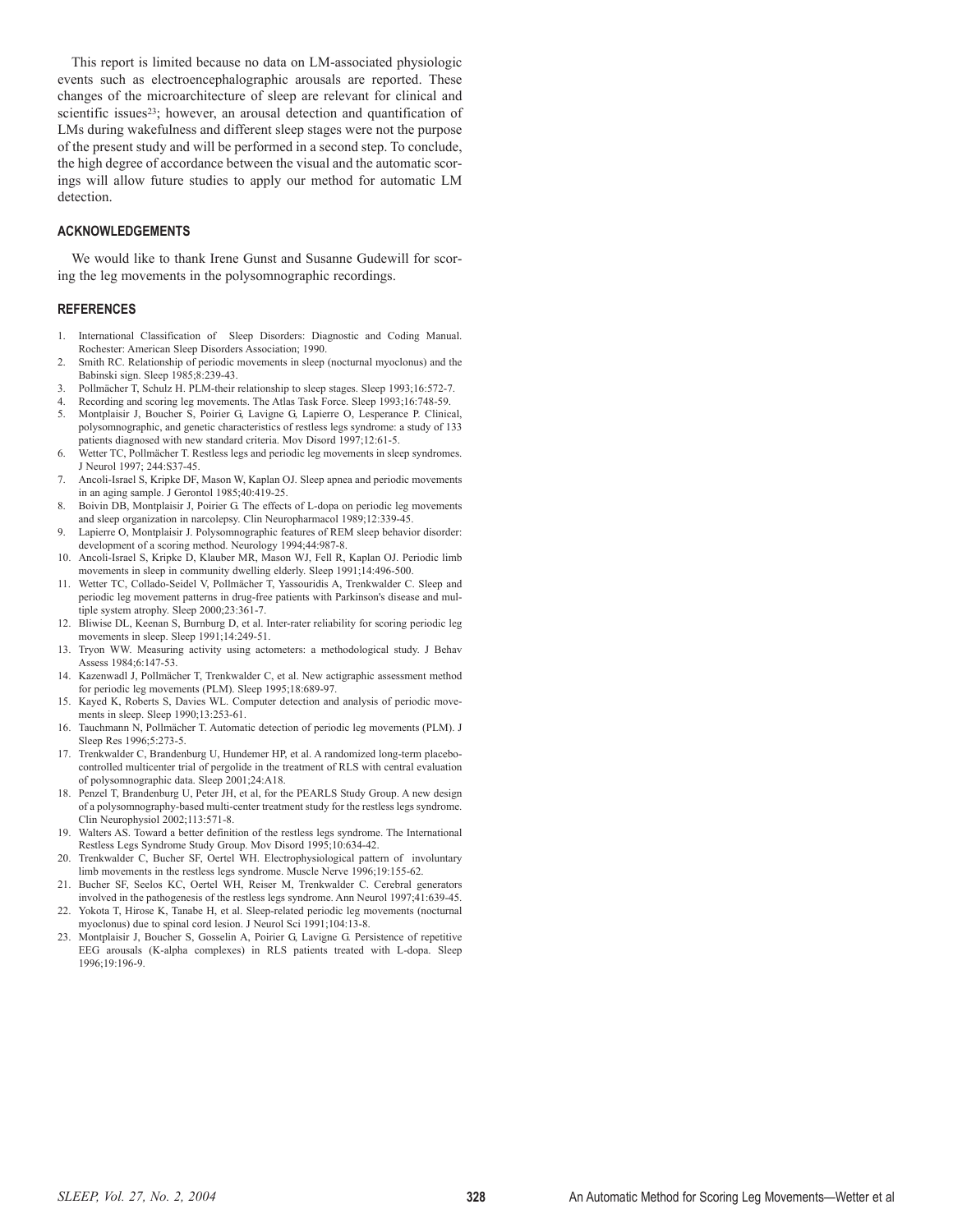This report is limited because no data on LM-associated physiologic events such as electroencephalographic arousals are reported. These changes of the microarchitecture of sleep are relevant for clinical and scientific issues[23]; however, an arousal detection and quantification of LMs during wakefulness and different sleep stages were not the purpose of the present study and will be performed in a second step. To conclude, the high degree of accordance between the visual and the automatic scorings will allow future studies to apply our method for automatic LM detection.

## ACKNOWLEDGEMENTS

We would like to thank Irene Gunst and Susanne Gudewill for scoring the leg movements in the polysomnographic recordings.

## REFERENCES

1. International Classification of Sleep Disorders: Diagnostic and Coding Manual. Rochester: American Sleep Disorders Association; 1990.
2. Smith RC. Relationship of periodic movements in sleep (nocturnal myoclonus) and the Babinski sign. Sleep 1985;8:239-43.
3. Pollmächer T, Schulz H. PLM-their relationship to sleep stages. Sleep 1993;16:572-7.
4. Recording and scoring leg movements. The Atlas Task Force. Sleep 1993;16:748-59.
5. Montplaisir J, Boucher S, Poirier G, Lavigne G, Lapierre O, Lesperance P. Clinical, polysomnographic, and genetic characteristics of restless legs syndrome: a study of 133 patients diagnosed with new standard criteria. Mov Disord 1997;12:61-5.
6. Wetter TC, Pollmächer T. Restless legs and periodic leg movements in sleep syndromes. J Neurol 1997; 244:S37-45.
7. Ancoli-Israel S, Kripke DF, Mason W, Kaplan OJ. Sleep apnea and periodic movements in an aging sample. J Gerontol 1985;40:419-25.
8. Boivin DB, Montplaisir J, Poirier G. The effects of L-dopa on periodic leg movements and sleep organization in narcolepsy. Clin Neuropharmacol 1989;12:339-45.
9. Lapierre O, Montplaisir J. Polysomnographic features of REM sleep behavior disorder: development of a scoring method. Neurology 1994;44:987-8.
10. Ancoli-Israel S, Kripke D, Klauber MR, Mason WJ, Fell R, Kaplan OJ. Periodic limb movements in sleep in community dwelling elderly. Sleep 1991;14:496-500.
11. Wetter TC, Collado-Seidel V, Pollmächer T, Yassouridis A, Trenkwalder C. Sleep and periodic leg movement patterns in drug-free patients with Parkinson's disease and multiple system atrophy. Sleep 2000;23:361-7.
12. Bliwise DL, Keenan S, Burnburg D, et al. Inter-rater reliability for scoring periodic leg movements in sleep. Sleep 1991;14:249-51.
13. Tryon WW. Measuring activity using actometers: a methodological study. J Behav Assess 1984;6:147-53.
14. Kazenwadl J, Pollmächer T, Trenkwalder C, et al. New actigraphic assessment method for periodic leg movements (PLM). Sleep 1995;18:689-97.
15. Kayed K, Roberts S, Davies WL. Computer detection and analysis of periodic movements in sleep. Sleep 1990;13:253-61.
16. Tauchmann N, Pollmächer T. Automatic detection of periodic leg movements (PLM). J Sleep Res 1996;5:273-5.
17. Trenkwalder C, Brandenburg U, Hundemer HP, et al. A randomized long-term placebo-controlled multicenter trial of pergolide in the treatment of RLS with central evaluation of polysomnographic data. Sleep 2001;24:A18.
18. Penzel T, Brandenburg U, Peter JH, et al, for the PEARLS Study Group. A new design of a polysomnography-based multi-center treatment study for the restless legs syndrome. Clin Neurophysiol 2002;113:571-8.
19. Walters AS. Toward a better definition of the restless legs syndrome. The International Restless Legs Syndrome Study Group. Mov Disord 1995;10:634-42.
20. Trenkwalder C, Bucher SF, Oertel WH. Electrophysiological pattern of involuntary limb movements in the restless legs syndrome. Muscle Nerve 1996;19:155-62.
21. Bucher SF, Seelos KC, Oertel WH, Reiser M, Trenkwalder C. Cerebral generators involved in the pathogenesis of the restless legs syndrome. Ann Neurol 1997;41:639-45.
22. Yokota T, Hirose K, Tanabe H, et al. Sleep-related periodic leg movements (nocturnal myoclonus) due to spinal cord lesion. J Neurol Sci 1991;104:13-8.
23. Montplaisir J, Boucher S, Gosselin A, Poirier G, Lavigne G. Persistence of repetitive EEG arousals (K-alpha complexes) in RLS patients treated with L-dopa. Sleep 1996;19:196-9.